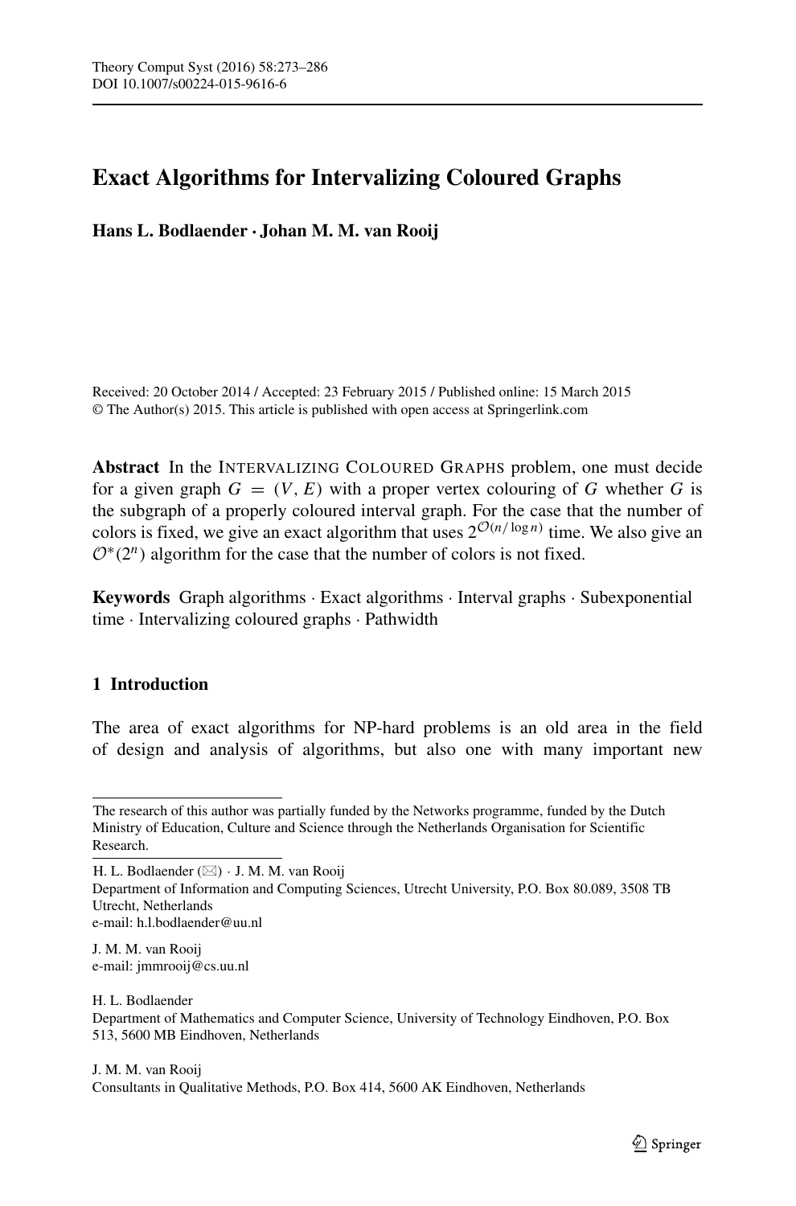# Exact Algorithms for Intervalizing Coloured Graphs

**Hans L. Bodlaender · Johan M. M. van Rooij**

Received: 20 October 2014 / Accepted: 23 February 2015 / Published online: 15 March 2015
© The Author(s) 2015. This article is published with open access at Springerlink.com

**Abstract** In the INTERVALIZING COLOURED GRAPHS problem, one must decide for a given graph $G = (V, E)$ with a proper vertex colouring of $G$ whether $G$ is the subgraph of a properly coloured interval graph. For the case that the number of colors is fixed, we give an exact algorithm that uses $2^{\mathcal{O}(n/\log n)}$ time. We also give an $\mathcal{O}^*(2^n)$ algorithm for the case that the number of colors is not fixed.

**Keywords** Graph algorithms · Exact algorithms · Interval graphs · Subexponential time · Intervalizing coloured graphs · Pathwidth

## 1 Introduction

The area of exact algorithms for NP-hard problems is an old area in the field of design and analysis of algorithms, but also one with many important new

---

The research of this author was partially funded by the Networks programme, funded by the Dutch Ministry of Education, Culture and Science through the Netherlands Organisation for Scientific Research.

H. L. Bodlaender (✉) · J. M. M. van Rooij
Department of Information and Computing Sciences, Utrecht University, P.O. Box 80.089, 3508 TB Utrecht, Netherlands
e-mail: h.l.bodlaender@uu.nl

J. M. M. van Rooij
e-mail: jmmrooij@cs.uu.nl

H. L. Bodlaender
Department of Mathematics and Computer Science, University of Technology Eindhoven, P.O. Box 513, 5600 MB Eindhoven, Netherlands

J. M. M. van Rooij
Consultants in Qualitative Methods, P.O. Box 414, 5600 AK Eindhoven, Netherlands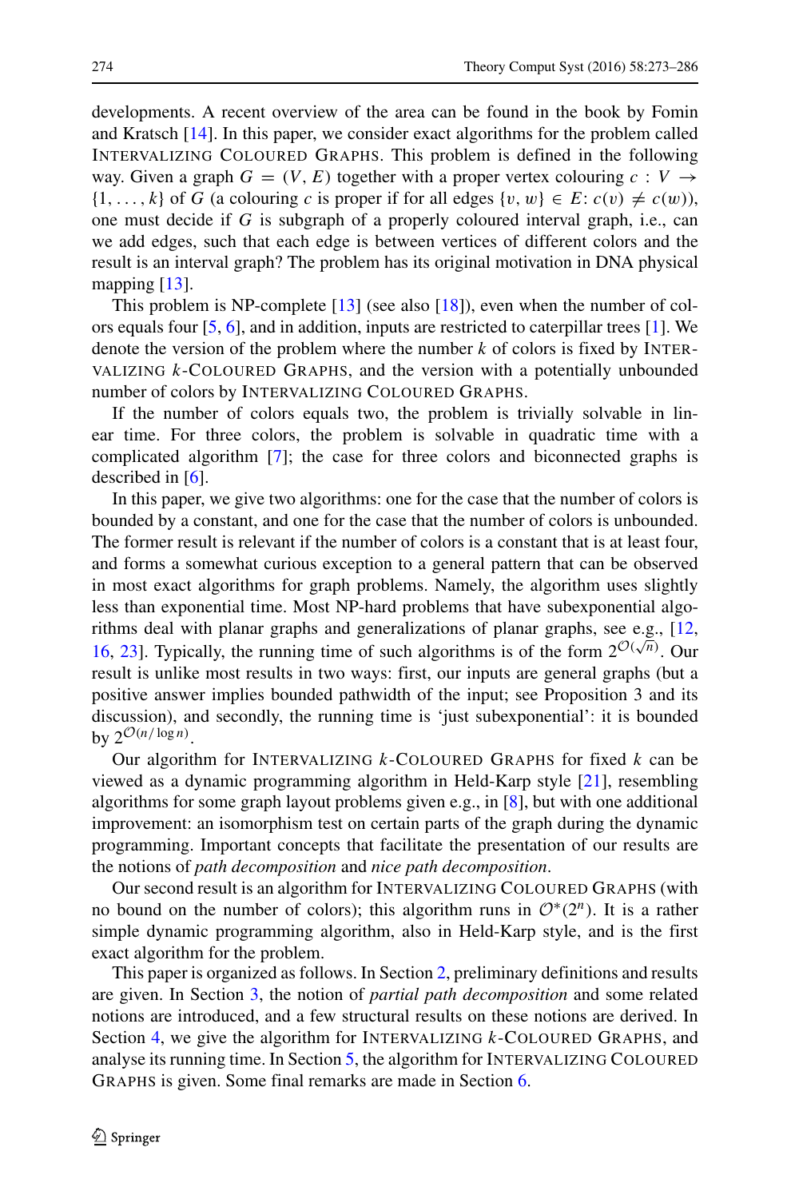developments. A recent overview of the area can be found in the book by Fomin and Kratsch [14]. In this paper, we consider exact algorithms for the problem called INTERVALIZING COLOURED GRAPHS. This problem is defined in the following way. Given a graph $G = (V, E)$ together with a proper vertex colouring $c : V \to \{1, \ldots, k\}$ of $G$ (a colouring $c$ is proper if for all edges $\{v, w\} \in E$: $c(v) \neq c(w)$), one must decide if $G$ is subgraph of a properly coloured interval graph, i.e., can we add edges, such that each edge is between vertices of different colors and the result is an interval graph? The problem has its original motivation in DNA physical mapping [13].

This problem is NP-complete [13] (see also [18]), even when the number of colors equals four [5, 6], and in addition, inputs are restricted to caterpillar trees [1]. We denote the version of the problem where the number $k$ of colors is fixed by INTERVALIZING $k$-COLOURED GRAPHS, and the version with a potentially unbounded number of colors by INTERVALIZING COLOURED GRAPHS.

If the number of colors equals two, the problem is trivially solvable in linear time. For three colors, the problem is solvable in quadratic time with a complicated algorithm [7]; the case for three colors and biconnected graphs is described in [6].

In this paper, we give two algorithms: one for the case that the number of colors is bounded by a constant, and one for the case that the number of colors is unbounded. The former result is relevant if the number of colors is a constant that is at least four, and forms a somewhat curious exception to a general pattern that can be observed in most exact algorithms for graph problems. Namely, the algorithm uses slightly less than exponential time. Most NP-hard problems that have subexponential algorithms deal with planar graphs and generalizations of planar graphs, see e.g., [12, 16, 23]. Typically, the running time of such algorithms is of the form $2^{\mathcal{O}(\sqrt{n})}$. Our result is unlike most results in two ways: first, our inputs are general graphs (but a positive answer implies bounded pathwidth of the input; see Proposition 3 and its discussion), and secondly, the running time is 'just subexponential': it is bounded by $2^{\mathcal{O}(n/\log n)}$.

Our algorithm for INTERVALIZING $k$-COLOURED GRAPHS for fixed $k$ can be viewed as a dynamic programming algorithm in Held-Karp style [21], resembling algorithms for some graph layout problems given e.g., in [8], but with one additional improvement: an isomorphism test on certain parts of the graph during the dynamic programming. Important concepts that facilitate the presentation of our results are the notions of *path decomposition* and *nice path decomposition*.

Our second result is an algorithm for INTERVALIZING COLOURED GRAPHS (with no bound on the number of colors); this algorithm runs in $\mathcal{O}^*(2^n)$. It is a rather simple dynamic programming algorithm, also in Held-Karp style, and is the first exact algorithm for the problem.

This paper is organized as follows. In Section 2, preliminary definitions and results are given. In Section 3, the notion of *partial path decomposition* and some related notions are introduced, and a few structural results on these notions are derived. In Section 4, we give the algorithm for INTERVALIZING $k$-COLOURED GRAPHS, and analyse its running time. In Section 5, the algorithm for INTERVALIZING COLOURED GRAPHS is given. Some final remarks are made in Section 6.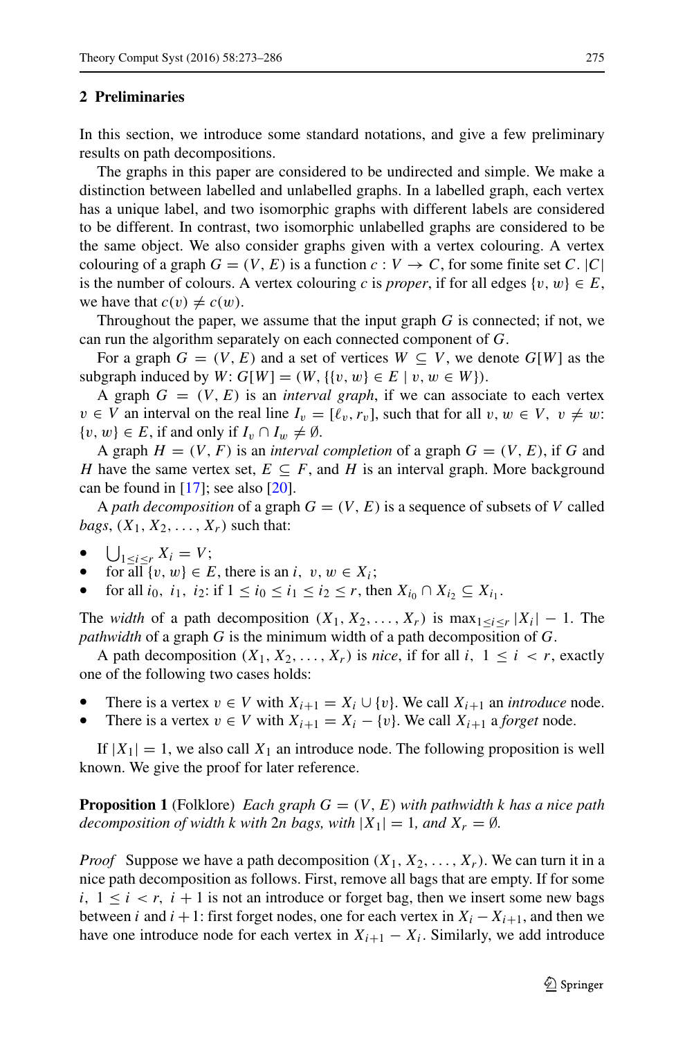## 2 Preliminaries

In this section, we introduce some standard notations, and give a few preliminary results on path decompositions.

The graphs in this paper are considered to be undirected and simple. We make a distinction between labelled and unlabelled graphs. In a labelled graph, each vertex has a unique label, and two isomorphic graphs with different labels are considered to be different. In contrast, two isomorphic unlabelled graphs are considered to be the same object. We also consider graphs given with a vertex colouring. A vertex colouring of a graph $G = (V, E)$ is a function $c : V \rightarrow C$, for some finite set $C$. $|C|$ is the number of colours. A vertex colouring $c$ is *proper*, if for all edges $\{v, w\} \in E$, we have that $c(v) \neq c(w)$.

Throughout the paper, we assume that the input graph $G$ is connected; if not, we can run the algorithm separately on each connected component of $G$.

For a graph $G = (V, E)$ and a set of vertices $W \subseteq V$, we denote $G[W]$ as the subgraph induced by $W$: $G[W] = (W, \{\{v, w\} \in E \mid v, w \in W\})$.

A graph $G = (V, E)$ is an *interval graph*, if we can associate to each vertex $v \in V$ an interval on the real line $I_v = [\ell_v, r_v]$, such that for all $v, w \in V,\ v \neq w$: $\{v, w\} \in E$, if and only if $I_v \cap I_w \neq \emptyset$.

A graph $H = (V, F)$ is an *interval completion* of a graph $G = (V, E)$, if $G$ and $H$ have the same vertex set, $E \subseteq F$, and $H$ is an interval graph. More background can be found in [17]; see also [20].

A *path decomposition* of a graph $G = (V, E)$ is a sequence of subsets of $V$ called *bags*, $(X_1, X_2, \ldots, X_r)$ such that:

- $\bigcup_{1 \leq i \leq r} X_i = V$;
- for all $\{v, w\} \in E$, there is an $i,\ v, w \in X_i$;
- for all $i_0,\ i_1,\ i_2$: if $1 \leq i_0 \leq i_1 \leq i_2 \leq r$, then $X_{i_0} \cap X_{i_2} \subseteq X_{i_1}$.

The *width* of a path decomposition $(X_1, X_2, \ldots, X_r)$ is $\max_{1 \leq i \leq r} |X_i| - 1$. The *pathwidth* of a graph $G$ is the minimum width of a path decomposition of $G$.

A path decomposition $(X_1, X_2, \ldots, X_r)$ is *nice*, if for all $i,\ 1 \leq i < r$, exactly one of the following two cases holds:

- There is a vertex $v \in V$ with $X_{i+1} = X_i \cup \{v\}$. We call $X_{i+1}$ an *introduce* node.
- There is a vertex $v \in V$ with $X_{i+1} = X_i - \{v\}$. We call $X_{i+1}$ a *forget* node.

If $|X_1| = 1$, we also call $X_1$ an introduce node. The following proposition is well known. We give the proof for later reference.

**Proposition 1** (Folklore) *Each graph $G = (V, E)$ with pathwidth $k$ has a nice path decomposition of width $k$ with $2n$ bags, with $|X_1| = 1$, and $X_r = \emptyset$.*

*Proof* Suppose we have a path decomposition $(X_1, X_2, \ldots, X_r)$. We can turn it in a nice path decomposition as follows. First, remove all bags that are empty. If for some $i,\ 1 \leq i < r,\ i + 1$ is not an introduce or forget bag, then we insert some new bags between $i$ and $i + 1$: first forget nodes, one for each vertex in $X_i - X_{i+1}$, and then we have one introduce node for each vertex in $X_{i+1} - X_i$. Similarly, we add introduce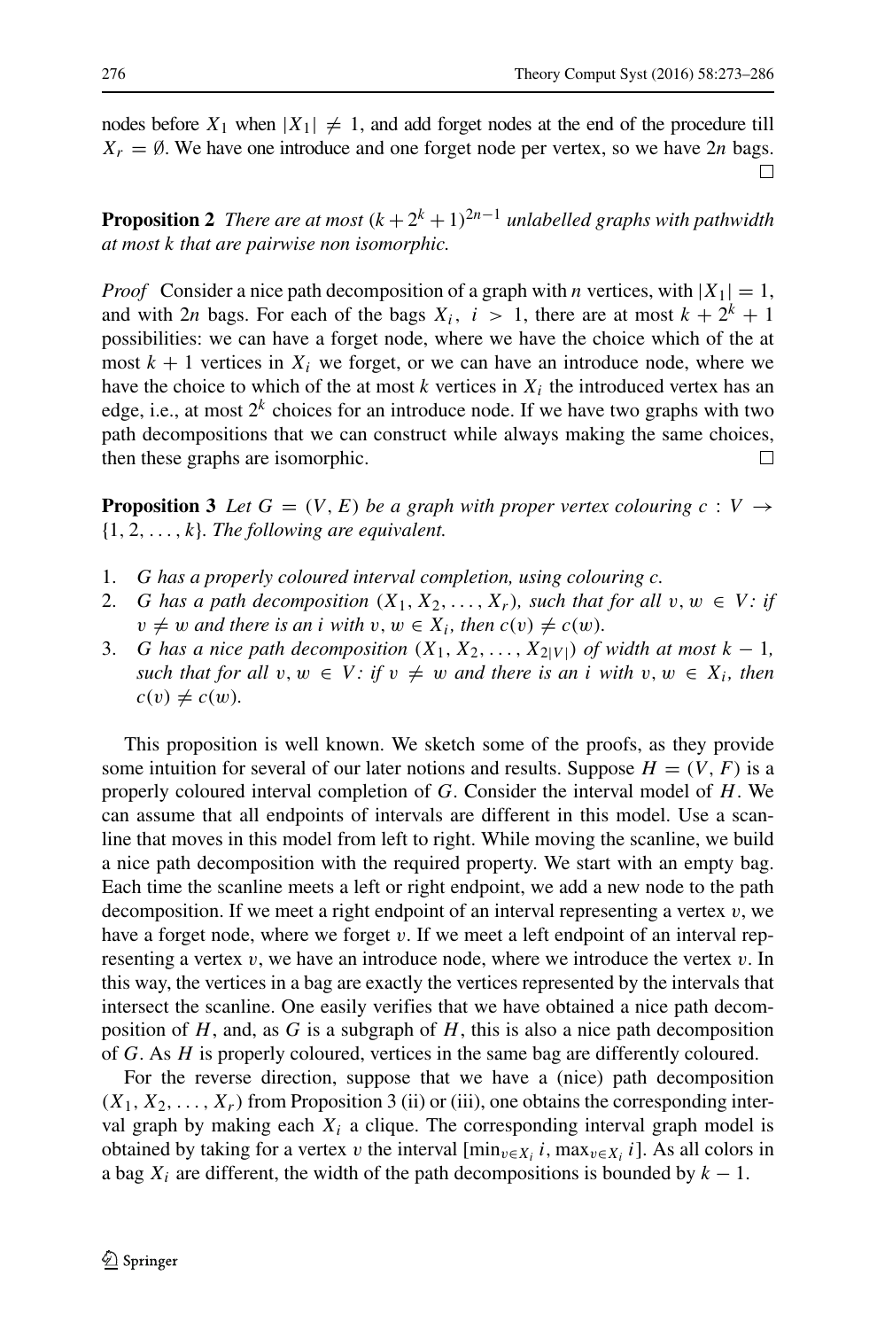nodes before $X_1$ when $|X_1| \neq 1$, and add forget nodes at the end of the procedure till $X_r = \emptyset$. We have one introduce and one forget node per vertex, so we have $2n$ bags. □

**Proposition 2** *There are at most $(k + 2^k + 1)^{2n-1}$ unlabelled graphs with pathwidth at most $k$ that are pairwise non isomorphic.*

*Proof* Consider a nice path decomposition of a graph with $n$ vertices, with $|X_1| = 1$, and with $2n$ bags. For each of the bags $X_i$, $i > 1$, there are at most $k + 2^k + 1$ possibilities: we can have a forget node, where we have the choice which of the at most $k + 1$ vertices in $X_i$ we forget, or we can have an introduce node, where we have the choice to which of the at most $k$ vertices in $X_i$ the introduced vertex has an edge, i.e., at most $2^k$ choices for an introduce node. If we have two graphs with two path decompositions that we can construct while always making the same choices, then these graphs are isomorphic. □

**Proposition 3** *Let $G = (V, E)$ be a graph with proper vertex colouring $c : V \to \{1, 2, \ldots, k\}$. The following are equivalent.*

1. *$G$ has a properly coloured interval completion, using colouring $c$.*
2. *$G$ has a path decomposition $(X_1, X_2, \ldots, X_r)$, such that for all $v, w \in V$: if $v \neq w$ and there is an $i$ with $v, w \in X_i$, then $c(v) \neq c(w)$.*
3. *$G$ has a nice path decomposition $(X_1, X_2, \ldots, X_{2|V|})$ of width at most $k - 1$, such that for all $v, w \in V$: if $v \neq w$ and there is an $i$ with $v, w \in X_i$, then $c(v) \neq c(w)$.*

This proposition is well known. We sketch some of the proofs, as they provide some intuition for several of our later notions and results. Suppose $H = (V, F)$ is a properly coloured interval completion of $G$. Consider the interval model of $H$. We can assume that all endpoints of intervals are different in this model. Use a scanline that moves in this model from left to right. While moving the scanline, we build a nice path decomposition with the required property. We start with an empty bag. Each time the scanline meets a left or right endpoint, we add a new node to the path decomposition. If we meet a right endpoint of an interval representing a vertex $v$, we have a forget node, where we forget $v$. If we meet a left endpoint of an interval representing a vertex $v$, we have an introduce node, where we introduce the vertex $v$. In this way, the vertices in a bag are exactly the vertices represented by the intervals that intersect the scanline. One easily verifies that we have obtained a nice path decomposition of $H$, and, as $G$ is a subgraph of $H$, this is also a nice path decomposition of $G$. As $H$ is properly coloured, vertices in the same bag are differently coloured.

For the reverse direction, suppose that we have a (nice) path decomposition $(X_1, X_2, \ldots, X_r)$ from Proposition 3 (ii) or (iii), one obtains the corresponding interval graph by making each $X_i$ a clique. The corresponding interval graph model is obtained by taking for a vertex $v$ the interval $[\min_{v \in X_i} i, \max_{v \in X_i} i]$. As all colors in a bag $X_i$ are different, the width of the path decompositions is bounded by $k - 1$.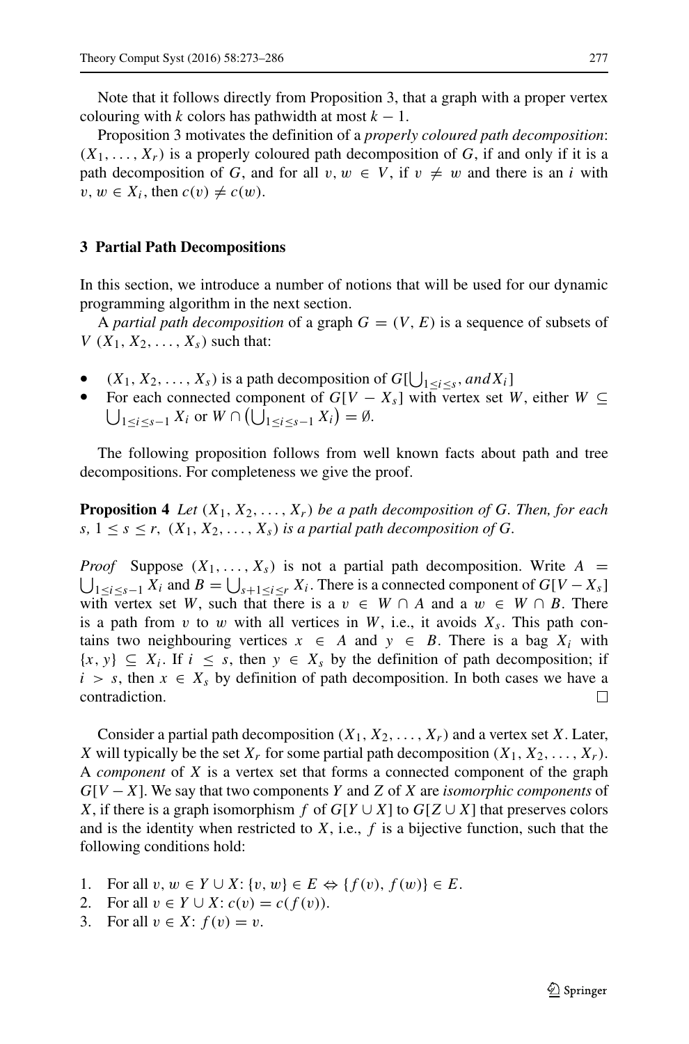Note that it follows directly from Proposition 3, that a graph with a proper vertex colouring with $k$ colors has pathwidth at most $k - 1$.

Proposition 3 motivates the definition of a *properly coloured path decomposition*: $(X_1, \ldots, X_r)$ is a properly coloured path decomposition of $G$, if and only if it is a path decomposition of $G$, and for all $v, w \in V$, if $v \neq w$ and there is an $i$ with $v, w \in X_i$, then $c(v) \neq c(w)$.

## 3 Partial Path Decompositions

In this section, we introduce a number of notions that will be used for our dynamic programming algorithm in the next section.

A *partial path decomposition* of a graph $G = (V, E)$ is a sequence of subsets of $V$ $(X_1, X_2, \ldots, X_s)$ such that:

- $(X_1, X_2, \ldots, X_s)$ is a path decomposition of $G[\bigcup_{1 \leq i \leq s}, and X_i]$
- For each connected component of $G[V - X_s]$ with vertex set $W$, either $W \subseteq \bigcup_{1 \leq i \leq s-1} X_i$ or $W \cap \left(\bigcup_{1 \leq i \leq s-1} X_i\right) = \emptyset$.

The following proposition follows from well known facts about path and tree decompositions. For completeness we give the proof.

**Proposition 4** *Let $(X_1, X_2, \ldots, X_r)$ be a path decomposition of $G$. Then, for each $s$, $1 \leq s \leq r$, $(X_1, X_2, \ldots, X_s)$ is a partial path decomposition of $G$.*

*Proof* Suppose $(X_1, \ldots, X_s)$ is not a partial path decomposition. Write $A = \bigcup_{1 \leq i \leq s-1} X_i$ and $B = \bigcup_{s+1 \leq i \leq r} X_i$. There is a connected component of $G[V - X_s]$ with vertex set $W$, such that there is a $v \in W \cap A$ and a $w \in W \cap B$. There is a path from $v$ to $w$ with all vertices in $W$, i.e., it avoids $X_s$. This path contains two neighbouring vertices $x \in A$ and $y \in B$. There is a bag $X_i$ with $\{x, y\} \subseteq X_i$. If $i \leq s$, then $y \in X_s$ by the definition of path decomposition; if $i > s$, then $x \in X_s$ by definition of path decomposition. In both cases we have a contradiction. □

Consider a partial path decomposition $(X_1, X_2, \ldots, X_r)$ and a vertex set $X$. Later, $X$ will typically be the set $X_r$ for some partial path decomposition $(X_1, X_2, \ldots, X_r)$. A *component* of $X$ is a vertex set that forms a connected component of the graph $G[V - X]$. We say that two components $Y$ and $Z$ of $X$ are *isomorphic components* of $X$, if there is a graph isomorphism $f$ of $G[Y \cup X]$ to $G[Z \cup X]$ that preserves colors and is the identity when restricted to $X$, i.e., $f$ is a bijective function, such that the following conditions hold:

1. For all $v, w \in Y \cup X$: $\{v, w\} \in E \Leftrightarrow \{f(v), f(w)\} \in E$.
2. For all $v \in Y \cup X$: $c(v) = c(f(v))$.
3. For all $v \in X$: $f(v) = v$.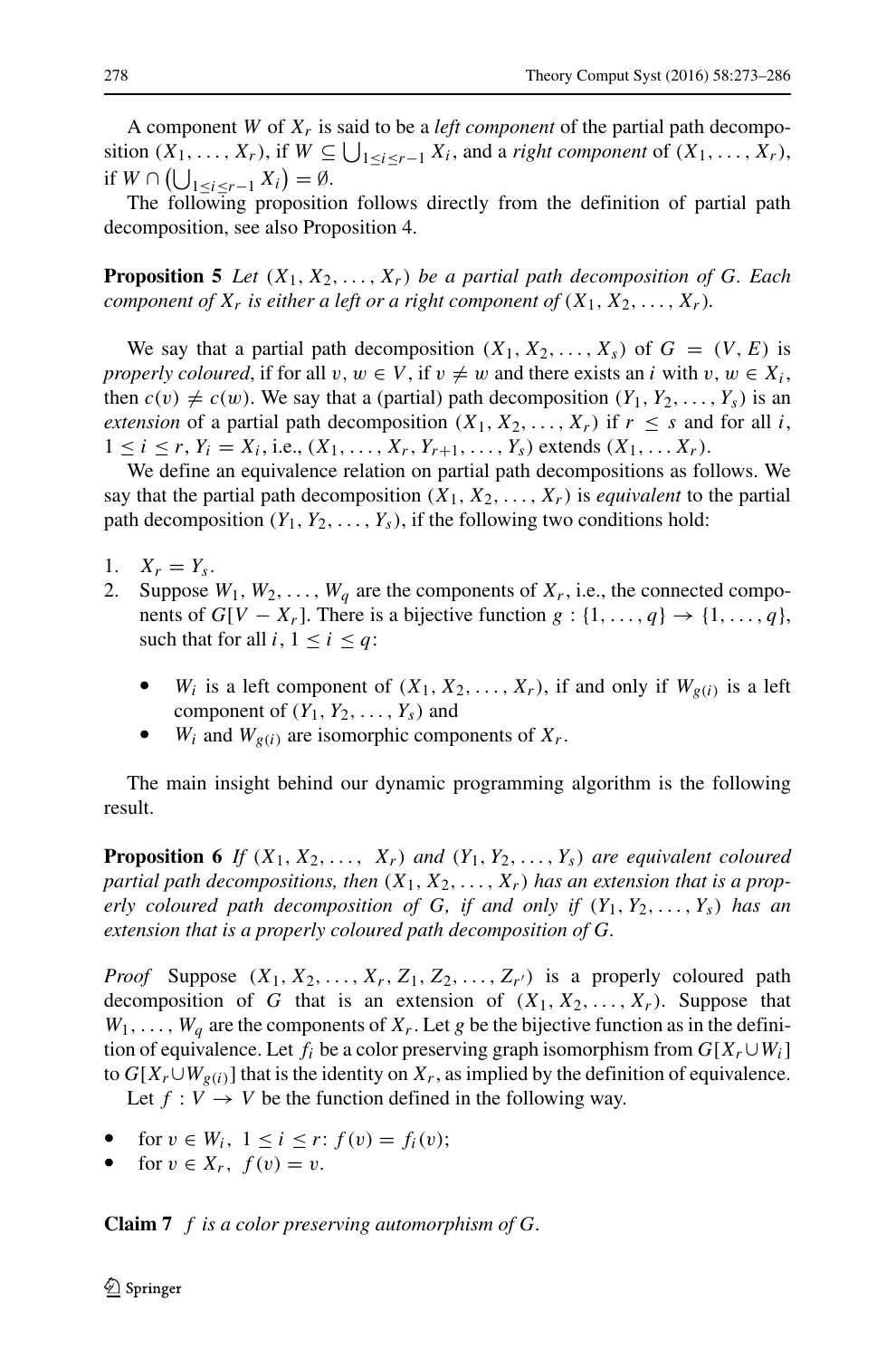A component $W$ of $X_r$ is said to be a *left component* of the partial path decomposition $(X_1, \ldots, X_r)$, if $W \subseteq \bigcup_{1 \leq i \leq r-1} X_i$, and a *right component* of $(X_1, \ldots, X_r)$, if $W \cap \left(\bigcup_{1 \leq i \leq r-1} X_i\right) = \emptyset$.

The following proposition follows directly from the definition of partial path decomposition, see also Proposition 4.

**Proposition 5** *Let $(X_1, X_2, \ldots, X_r)$ be a partial path decomposition of $G$. Each component of $X_r$ is either a left or a right component of $(X_1, X_2, \ldots, X_r)$.*

We say that a partial path decomposition $(X_1, X_2, \ldots, X_s)$ of $G = (V, E)$ is *properly coloured*, if for all $v, w \in V$, if $v \neq w$ and there exists an $i$ with $v, w \in X_i$, then $c(v) \neq c(w)$. We say that a (partial) path decomposition $(Y_1, Y_2, \ldots, Y_s)$ is an *extension* of a partial path decomposition $(X_1, X_2, \ldots, X_r)$ if $r \leq s$ and for all $i$, $1 \leq i \leq r$, $Y_i = X_i$, i.e., $(X_1, \ldots, X_r, Y_{r+1}, \ldots, Y_s)$ extends $(X_1, \ldots X_r)$.

We define an equivalence relation on partial path decompositions as follows. We say that the partial path decomposition $(X_1, X_2, \ldots, X_r)$ is *equivalent* to the partial path decomposition $(Y_1, Y_2, \ldots, Y_s)$, if the following two conditions hold:

1. $X_r = Y_s$.
2. Suppose $W_1, W_2, \ldots, W_q$ are the components of $X_r$, i.e., the connected components of $G[V - X_r]$. There is a bijective function $g : \{1, \ldots, q\} \to \{1, \ldots, q\}$, such that for all $i$, $1 \leq i \leq q$:
   - $W_i$ is a left component of $(X_1, X_2, \ldots, X_r)$, if and only if $W_{g(i)}$ is a left component of $(Y_1, Y_2, \ldots, Y_s)$ and
   - $W_i$ and $W_{g(i)}$ are isomorphic components of $X_r$.

The main insight behind our dynamic programming algorithm is the following result.

**Proposition 6** *If $(X_1, X_2, \ldots, X_r)$ and $(Y_1, Y_2, \ldots, Y_s)$ are equivalent coloured partial path decompositions, then $(X_1, X_2, \ldots, X_r)$ has an extension that is a properly coloured path decomposition of $G$, if and only if $(Y_1, Y_2, \ldots, Y_s)$ has an extension that is a properly coloured path decomposition of $G$.*

*Proof* Suppose $(X_1, X_2, \ldots, X_r, Z_1, Z_2, \ldots, Z_{r'})$ is a properly coloured path decomposition of $G$ that is an extension of $(X_1, X_2, \ldots, X_r)$. Suppose that $W_1, \ldots, W_q$ are the components of $X_r$. Let $g$ be the bijective function as in the definition of equivalence. Let $f_i$ be a color preserving graph isomorphism from $G[X_r \cup W_i]$ to $G[X_r \cup W_{g(i)}]$ that is the identity on $X_r$, as implied by the definition of equivalence.

Let $f : V \to V$ be the function defined in the following way.

- for $v \in W_i$, $1 \leq i \leq r$: $f(v) = f_i(v)$;
- for $v \in X_r$, $f(v) = v$.

**Claim 7** *$f$ is a color preserving automorphism of $G$.*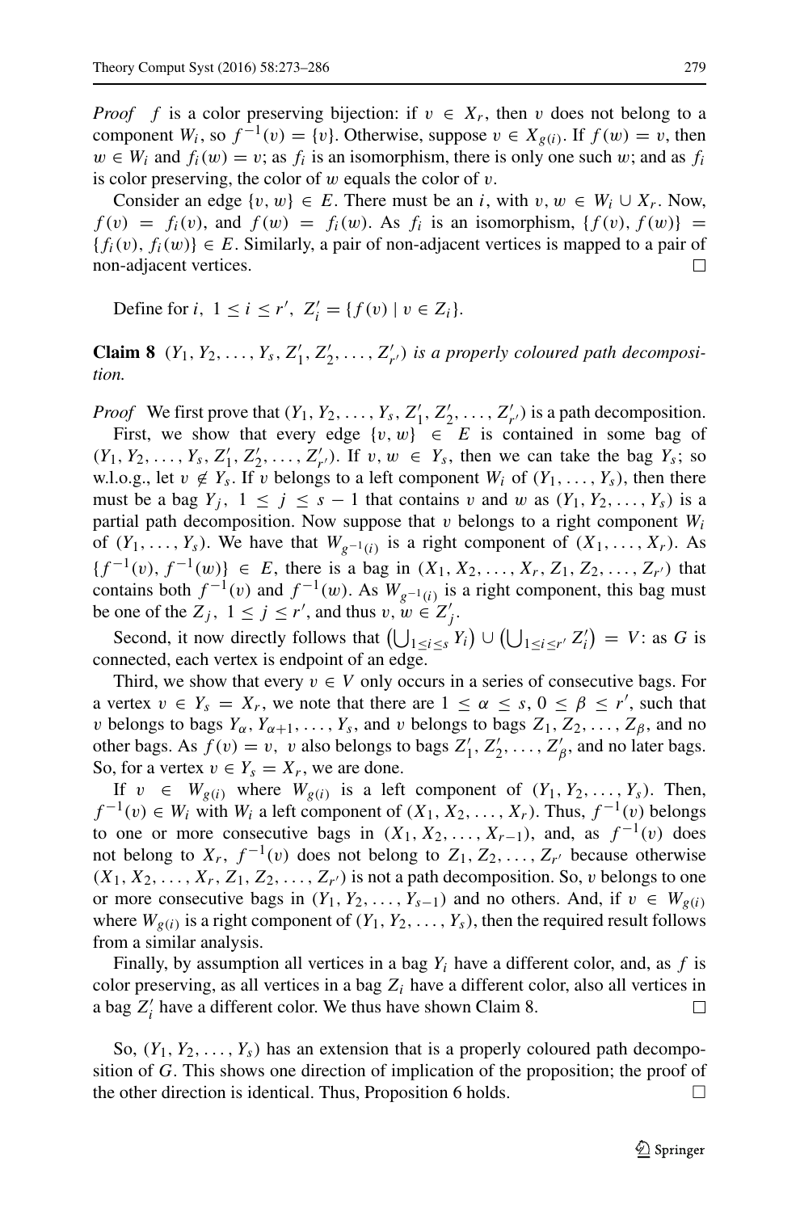*Proof* $f$ is a color preserving bijection: if $v \in X_r$, then $v$ does not belong to a component $W_i$, so $f^{-1}(v) = \{v\}$. Otherwise, suppose $v \in X_{g(i)}$. If $f(w) = v$, then $w \in W_i$ and $f_i(w) = v$; as $f_i$ is an isomorphism, there is only one such $w$; and as $f_i$ is color preserving, the color of $w$ equals the color of $v$.

Consider an edge $\{v, w\} \in E$. There must be an $i$, with $v, w \in W_i \cup X_r$. Now, $f(v) = f_i(v)$, and $f(w) = f_i(w)$. As $f_i$ is an isomorphism, $\{f(v), f(w)\} = \{f_i(v), f_i(w)\} \in E$. Similarly, a pair of non-adjacent vertices is mapped to a pair of non-adjacent vertices. $\square$

Define for $i$, $1 \le i \le r'$, $Z'_i = \{f(v) \mid v \in Z_i\}$.

**Claim 8** *$(Y_1, Y_2, \ldots, Y_s, Z'_1, Z'_2, \ldots, Z'_{r'})$ is a properly coloured path decomposition.*

*Proof* We first prove that $(Y_1, Y_2, \ldots, Y_s, Z'_1, Z'_2, \ldots, Z'_{r'})$ is a path decomposition.

First, we show that every edge $\{v, w\} \in E$ is contained in some bag of $(Y_1, Y_2, \ldots, Y_s, Z'_1, Z'_2, \ldots, Z'_{r'})$. If $v, w \in Y_s$, then we can take the bag $Y_s$; so w.l.o.g., let $v \notin Y_s$. If $v$ belongs to a left component $W_i$ of $(Y_1, \ldots, Y_s)$, then there must be a bag $Y_j$, $1 \le j \le s-1$ that contains $v$ and $w$ as $(Y_1, Y_2, \ldots, Y_s)$ is a partial path decomposition. Now suppose that $v$ belongs to a right component $W_i$ of $(Y_1, \ldots, Y_s)$. We have that $W_{g^{-1}(i)}$ is a right component of $(X_1, \ldots, X_r)$. As $\{f^{-1}(v), f^{-1}(w)\} \in E$, there is a bag in $(X_1, X_2, \ldots, X_r, Z_1, Z_2, \ldots, Z_{r'})$ that contains both $f^{-1}(v)$ and $f^{-1}(w)$. As $W_{g^{-1}(i)}$ is a right component, this bag must be one of the $Z_j$, $1 \le j \le r'$, and thus $v, w \in Z'_j$.

Second, it now directly follows that $\left(\bigcup_{1 \le i \le s} Y_i\right) \cup \left(\bigcup_{1 \le i \le r'} Z'_i\right) = V$: as $G$ is connected, each vertex is endpoint of an edge.

Third, we show that every $v \in V$ only occurs in a series of consecutive bags. For a vertex $v \in Y_s = X_r$, we note that there are $1 \le \alpha \le s$, $0 \le \beta \le r'$, such that $v$ belongs to bags $Y_\alpha, Y_{\alpha+1}, \ldots, Y_s$, and $v$ belongs to bags $Z_1, Z_2, \ldots, Z_\beta$, and no other bags. As $f(v) = v$, $v$ also belongs to bags $Z'_1, Z'_2, \ldots, Z'_\beta$, and no later bags. So, for a vertex $v \in Y_s = X_r$, we are done.

If $v \in W_{g(i)}$ where $W_{g(i)}$ is a left component of $(Y_1, Y_2, \ldots, Y_s)$. Then, $f^{-1}(v) \in W_i$ with $W_i$ a left component of $(X_1, X_2, \ldots, X_r)$. Thus, $f^{-1}(v)$ belongs to one or more consecutive bags in $(X_1, X_2, \ldots, X_{r-1})$, and, as $f^{-1}(v)$ does not belong to $X_r$, $f^{-1}(v)$ does not belong to $Z_1, Z_2, \ldots, Z_{r'}$ because otherwise $(X_1, X_2, \ldots, X_r, Z_1, Z_2, \ldots, Z_{r'})$ is not a path decomposition. So, $v$ belongs to one or more consecutive bags in $(Y_1, Y_2, \ldots, Y_{s-1})$ and no others. And, if $v \in W_{g(i)}$ where $W_{g(i)}$ is a right component of $(Y_1, Y_2, \ldots, Y_s)$, then the required result follows from a similar analysis.

Finally, by assumption all vertices in a bag $Y_i$ have a different color, and, as $f$ is color preserving, as all vertices in a bag $Z_i$ have a different color, also all vertices in a bag $Z'_i$ have a different color. We thus have shown Claim 8. $\square$

So, $(Y_1, Y_2, \ldots, Y_s)$ has an extension that is a properly coloured path decomposition of $G$. This shows one direction of implication of the proposition; the proof of the other direction is identical. Thus, Proposition 6 holds. $\square$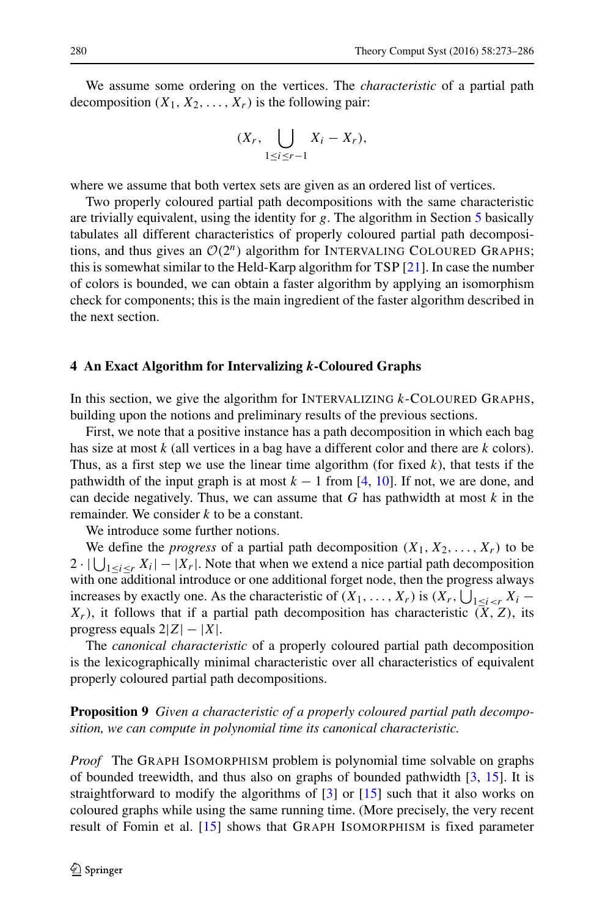We assume some ordering on the vertices. The *characteristic* of a partial path decomposition $(X_1, X_2, \ldots, X_r)$ is the following pair:

$$(X_r, \bigcup_{1 \le i \le r-1} X_i - X_r),$$

where we assume that both vertex sets are given as an ordered list of vertices.

Two properly coloured partial path decompositions with the same characteristic are trivially equivalent, using the identity for $g$. The algorithm in Section 5 basically tabulates all different characteristics of properly coloured partial path decompositions, and thus gives an $\mathcal{O}(2^n)$ algorithm for INTERVALING COLOURED GRAPHS; this is somewhat similar to the Held-Karp algorithm for TSP [21]. In case the number of colors is bounded, we can obtain a faster algorithm by applying an isomorphism check for components; this is the main ingredient of the faster algorithm described in the next section.

## 4 An Exact Algorithm for Intervalizing *k*-Coloured Graphs

In this section, we give the algorithm for INTERVALIZING $k$-COLOURED GRAPHS, building upon the notions and preliminary results of the previous sections.

First, we note that a positive instance has a path decomposition in which each bag has size at most $k$ (all vertices in a bag have a different color and there are $k$ colors). Thus, as a first step we use the linear time algorithm (for fixed $k$), that tests if the pathwidth of the input graph is at most $k-1$ from [4, 10]. If not, we are done, and can decide negatively. Thus, we can assume that $G$ has pathwidth at most $k$ in the remainder. We consider $k$ to be a constant.

We introduce some further notions.

We define the *progress* of a partial path decomposition $(X_1, X_2, \ldots, X_r)$ to be $2 \cdot |\bigcup_{1 \le i \le r} X_i| - |X_r|$. Note that when we extend a nice partial path decomposition with one additional introduce or one additional forget node, then the progress always increases by exactly one. As the characteristic of $(X_1, \ldots, X_r)$ is $(X_r, \bigcup_{1 \le i < r} X_i - X_r)$, it follows that if a partial path decomposition has characteristic $(X, Z)$, its progress equals $2|Z| - |X|$.

The *canonical characteristic* of a properly coloured partial path decomposition is the lexicographically minimal characteristic over all characteristics of equivalent properly coloured partial path decompositions.

**Proposition 9** *Given a characteristic of a properly coloured partial path decomposition, we can compute in polynomial time its canonical characteristic.*

*Proof* The GRAPH ISOMORPHISM problem is polynomial time solvable on graphs of bounded treewidth, and thus also on graphs of bounded pathwidth [3, 15]. It is straightforward to modify the algorithms of [3] or [15] such that it also works on coloured graphs while using the same running time. (More precisely, the very recent result of Fomin et al. [15] shows that GRAPH ISOMORPHISM is fixed parameter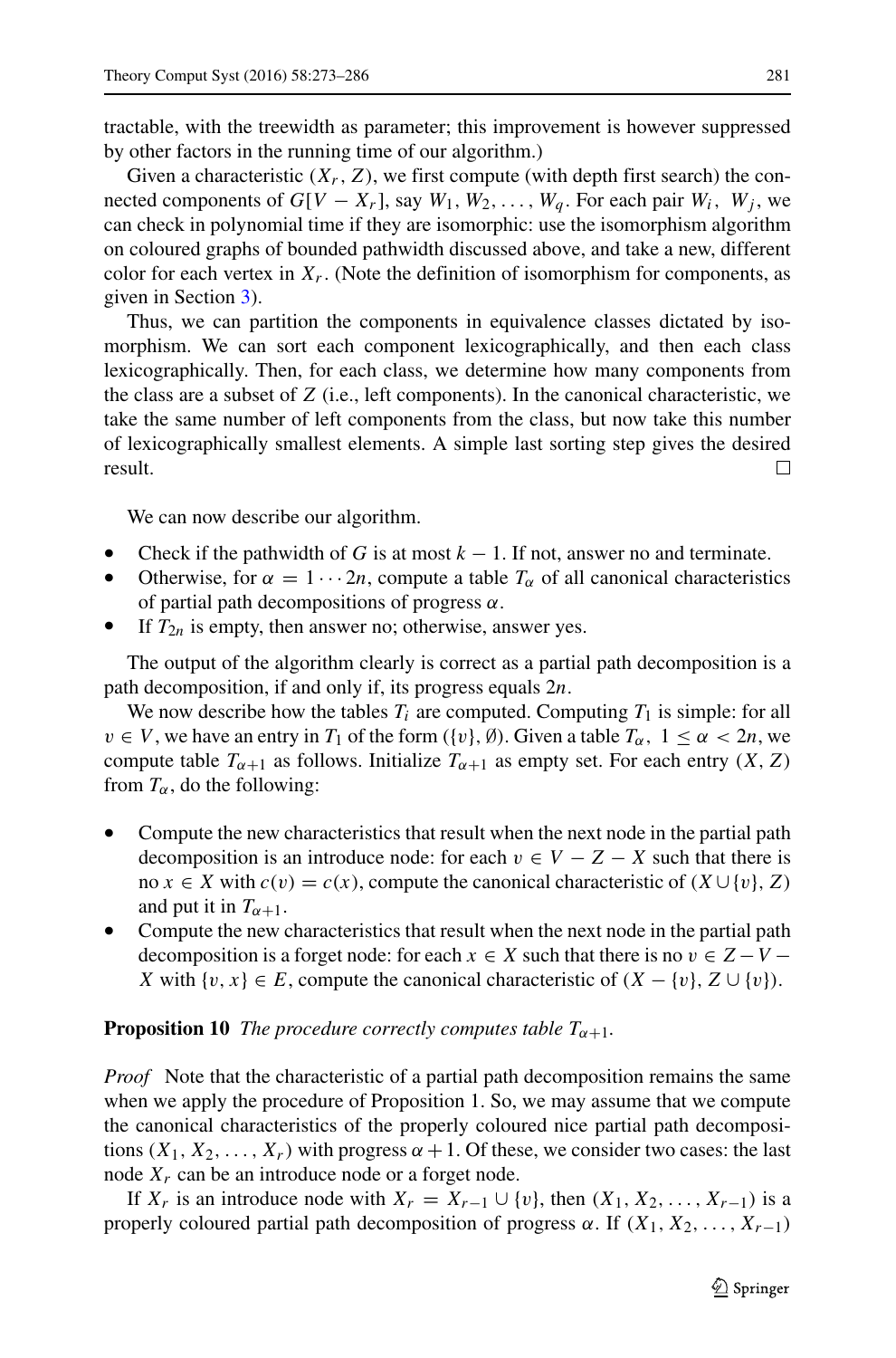tractable, with the treewidth as parameter; this improvement is however suppressed by other factors in the running time of our algorithm.)

Given a characteristic $(X_r, Z)$, we first compute (with depth first search) the connected components of $G[V - X_r]$, say $W_1, W_2, \ldots, W_q$. For each pair $W_i, W_j$, we can check in polynomial time if they are isomorphic: use the isomorphism algorithm on coloured graphs of bounded pathwidth discussed above, and take a new, different color for each vertex in $X_r$. (Note the definition of isomorphism for components, as given in Section 3).

Thus, we can partition the components in equivalence classes dictated by isomorphism. We can sort each component lexicographically, and then each class lexicographically. Then, for each class, we determine how many components from the class are a subset of $Z$ (i.e., left components). In the canonical characteristic, we take the same number of left components from the class, but now take this number of lexicographically smallest elements. A simple last sorting step gives the desired result. □

We can now describe our algorithm.

- Check if the pathwidth of $G$ is at most $k - 1$. If not, answer no and terminate.
- Otherwise, for $\alpha = 1 \cdots 2n$, compute a table $T_\alpha$ of all canonical characteristics of partial path decompositions of progress $\alpha$.
- If $T_{2n}$ is empty, then answer no; otherwise, answer yes.

The output of the algorithm clearly is correct as a partial path decomposition is a path decomposition, if and only if, its progress equals $2n$.

We now describe how the tables $T_i$ are computed. Computing $T_1$ is simple: for all $v \in V$, we have an entry in $T_1$ of the form $(\{v\}, \emptyset)$. Given a table $T_\alpha$, $1 \leq \alpha < 2n$, we compute table $T_{\alpha+1}$ as follows. Initialize $T_{\alpha+1}$ as empty set. For each entry $(X, Z)$ from $T_\alpha$, do the following:

- Compute the new characteristics that result when the next node in the partial path decomposition is an introduce node: for each $v \in V - Z - X$ such that there is no $x \in X$ with $c(v) = c(x)$, compute the canonical characteristic of $(X \cup \{v\}, Z)$ and put it in $T_{\alpha+1}$.
- Compute the new characteristics that result when the next node in the partial path decomposition is a forget node: for each $x \in X$ such that there is no $v \in Z - V - X$ with $\{v, x\} \in E$, compute the canonical characteristic of $(X - \{v\}, Z \cup \{v\})$.

**Proposition 10** *The procedure correctly computes table $T_{\alpha+1}$.*

*Proof* Note that the characteristic of a partial path decomposition remains the same when we apply the procedure of Proposition 1. So, we may assume that we compute the canonical characteristics of the properly coloured nice partial path decompositions $(X_1, X_2, \ldots, X_r)$ with progress $\alpha + 1$. Of these, we consider two cases: the last node $X_r$ can be an introduce node or a forget node.

If $X_r$ is an introduce node with $X_r = X_{r-1} \cup \{v\}$, then $(X_1, X_2, \ldots, X_{r-1})$ is a properly coloured partial path decomposition of progress $\alpha$. If $(X_1, X_2, \ldots, X_{r-1})$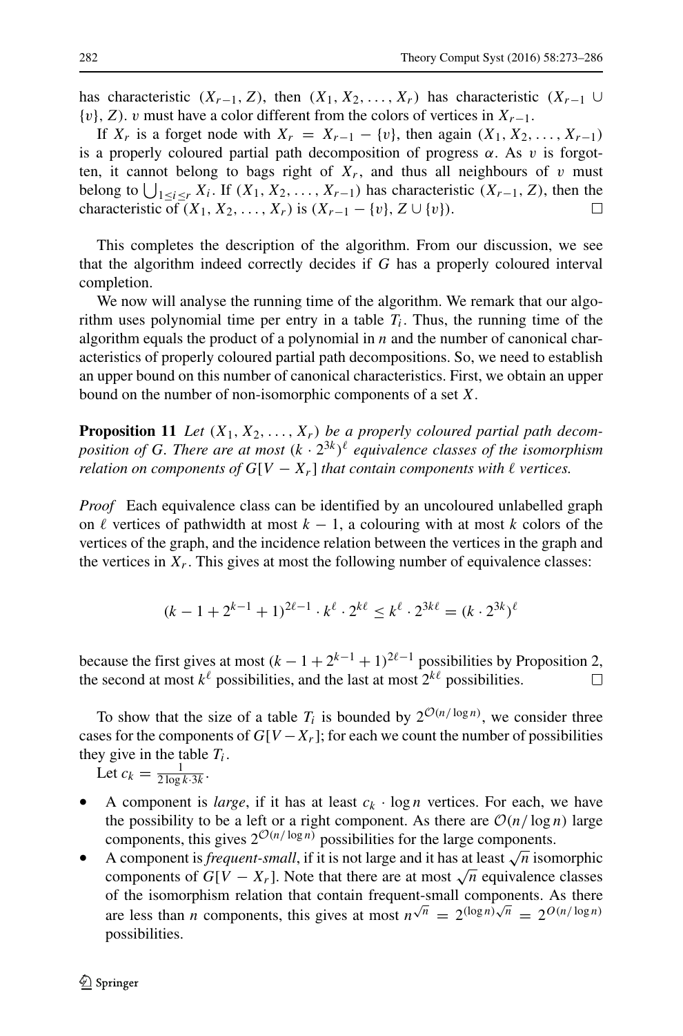has characteristic $(X_{r-1}, Z)$, then $(X_1, X_2, \ldots, X_r)$ has characteristic $(X_{r-1} \cup \{v\}, Z)$. $v$ must have a color different from the colors of vertices in $X_{r-1}$.

If $X_r$ is a forget node with $X_r = X_{r-1} - \{v\}$, then again $(X_1, X_2, \ldots, X_{r-1})$ is a properly coloured partial path decomposition of progress $\alpha$. As $v$ is forgotten, it cannot belong to bags right of $X_r$, and thus all neighbours of $v$ must belong to $\bigcup_{1 \leq i \leq r} X_i$. If $(X_1, X_2, \ldots, X_{r-1})$ has characteristic $(X_{r-1}, Z)$, then the characteristic of $(X_1, X_2, \ldots, X_r)$ is $(X_{r-1} - \{v\}, Z \cup \{v\})$. □

This completes the description of the algorithm. From our discussion, we see that the algorithm indeed correctly decides if $G$ has a properly coloured interval completion.

We now will analyse the running time of the algorithm. We remark that our algorithm uses polynomial time per entry in a table $T_i$. Thus, the running time of the algorithm equals the product of a polynomial in $n$ and the number of canonical characteristics of properly coloured partial path decompositions. So, we need to establish an upper bound on this number of canonical characteristics. First, we obtain an upper bound on the number of non-isomorphic components of a set $X$.

**Proposition 11** *Let $(X_1, X_2, \ldots, X_r)$ be a properly coloured partial path decomposition of $G$. There are at most $(k \cdot 2^{3k})^\ell$ equivalence classes of the isomorphism relation on components of $G[V - X_r]$ that contain components with $\ell$ vertices.*

*Proof* Each equivalence class can be identified by an uncoloured unlabelled graph on $\ell$ vertices of pathwidth at most $k - 1$, a colouring with at most $k$ colors of the vertices of the graph, and the incidence relation between the vertices in the graph and the vertices in $X_r$. This gives at most the following number of equivalence classes:

$$(k - 1 + 2^{k-1} + 1)^{2\ell-1} \cdot k^\ell \cdot 2^{k\ell} \leq k^\ell \cdot 2^{3k\ell} = (k \cdot 2^{3k})^\ell$$

because the first gives at most $(k - 1 + 2^{k-1} + 1)^{2\ell-1}$ possibilities by Proposition 2, the second at most $k^\ell$ possibilities, and the last at most $2^{k\ell}$ possibilities. □

To show that the size of a table $T_i$ is bounded by $2^{\mathcal{O}(n/\log n)}$, we consider three cases for the components of $G[V - X_r]$; for each we count the number of possibilities they give in the table $T_i$.

Let $c_k = \frac{1}{2 \log k \cdot 3k}$.

- A component is *large*, if it has at least $c_k \cdot \log n$ vertices. For each, we have the possibility to be a left or a right component. As there are $\mathcal{O}(n/\log n)$ large components, this gives $2^{\mathcal{O}(n/\log n)}$ possibilities for the large components.
- A component is *frequent-small*, if it is not large and it has at least $\sqrt{n}$ isomorphic components of $G[V - X_r]$. Note that there are at most $\sqrt{n}$ equivalence classes of the isomorphism relation that contain frequent-small components. As there are less than $n$ components, this gives at most $n^{\sqrt{n}} = 2^{(\log n)\sqrt{n}} = 2^{O(n/\log n)}$ possibilities.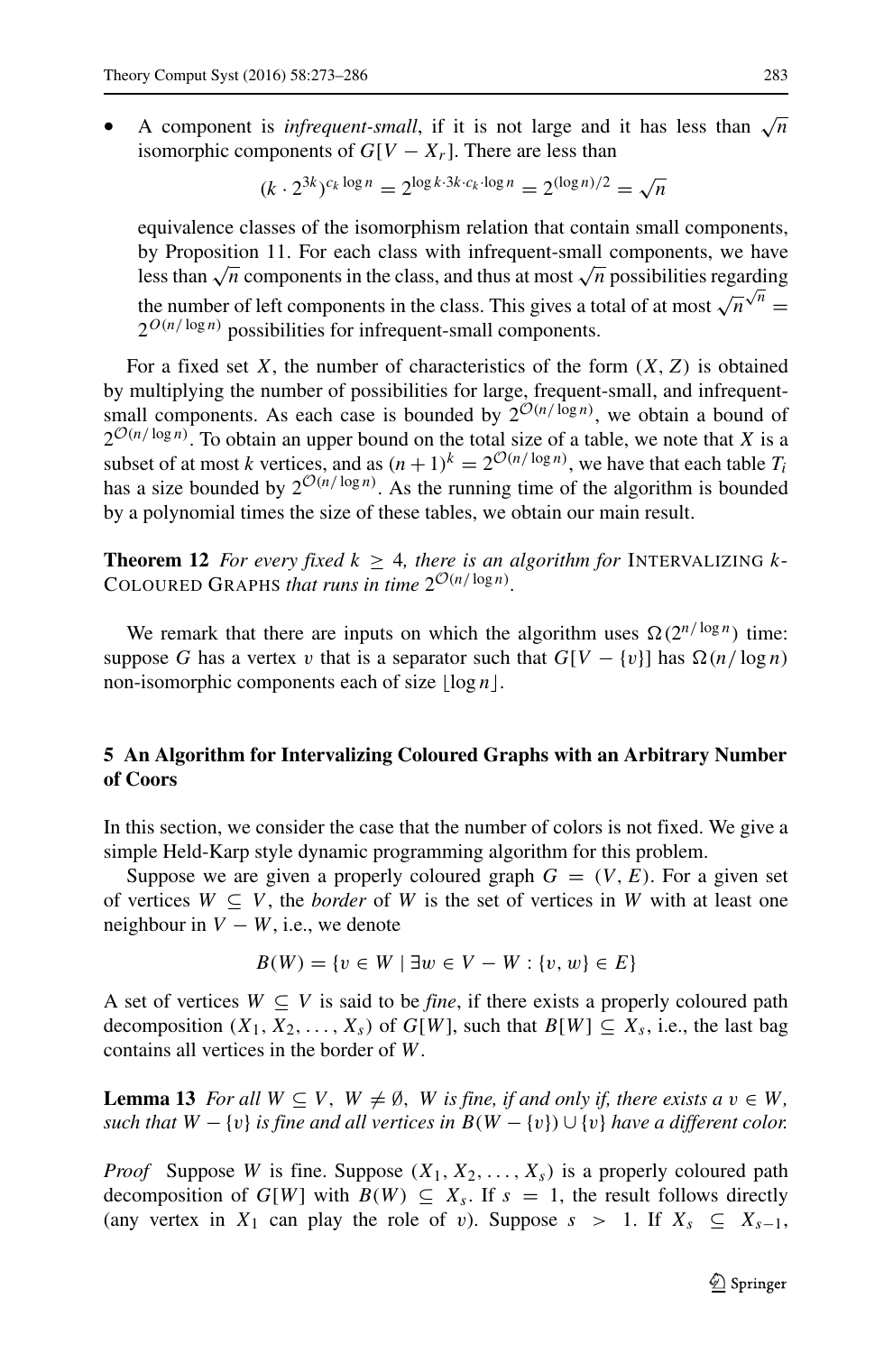- A component is *infrequent-small*, if it is not large and it has less than $\sqrt{n}$ isomorphic components of $G[V - X_r]$. There are less than

$$(k \cdot 2^{3k})^{c_k \log n} = 2^{\log k \cdot 3k \cdot c_k \cdot \log n} = 2^{(\log n)/2} = \sqrt{n}$$

  equivalence classes of the isomorphism relation that contain small components, by Proposition 11. For each class with infrequent-small components, we have less than $\sqrt{n}$ components in the class, and thus at most $\sqrt{n}$ possibilities regarding the number of left components in the class. This gives a total of at most $\sqrt{n}^{\sqrt{n}} = 2^{O(n/\log n)}$ possibilities for infrequent-small components.

For a fixed set $X$, the number of characteristics of the form $(X, Z)$ is obtained by multiplying the number of possibilities for large, frequent-small, and infrequent-small components. As each case is bounded by $2^{\mathcal{O}(n/\log n)}$, we obtain a bound of $2^{\mathcal{O}(n/\log n)}$. To obtain an upper bound on the total size of a table, we note that $X$ is a subset of at most $k$ vertices, and as $(n+1)^k = 2^{\mathcal{O}(n/\log n)}$, we have that each table $T_i$ has a size bounded by $2^{\mathcal{O}(n/\log n)}$. As the running time of the algorithm is bounded by a polynomial times the size of these tables, we obtain our main result.

**Theorem 12** *For every fixed $k \geq 4$, there is an algorithm for* INTERVALIZING $k$-COLOURED GRAPHS *that runs in time $2^{\mathcal{O}(n/\log n)}$.*

We remark that there are inputs on which the algorithm uses $\Omega(2^{n/\log n})$ time: suppose $G$ has a vertex $v$ that is a separator such that $G[V - \{v\}]$ has $\Omega(n/\log n)$ non-isomorphic components each of size $\lfloor \log n \rfloor$.

## 5 An Algorithm for Intervalizing Coloured Graphs with an Arbitrary Number of Coors

In this section, we consider the case that the number of colors is not fixed. We give a simple Held-Karp style dynamic programming algorithm for this problem.

Suppose we are given a properly coloured graph $G = (V, E)$. For a given set of vertices $W \subseteq V$, the *border* of $W$ is the set of vertices in $W$ with at least one neighbour in $V - W$, i.e., we denote

$$B(W) = \{v \in W \mid \exists w \in V - W : \{v, w\} \in E\}$$

A set of vertices $W \subseteq V$ is said to be *fine*, if there exists a properly coloured path decomposition $(X_1, X_2, \ldots, X_s)$ of $G[W]$, such that $B[W] \subseteq X_s$, i.e., the last bag contains all vertices in the border of $W$.

**Lemma 13** *For all $W \subseteq V$, $W \neq \emptyset$, $W$ is fine, if and only if, there exists a $v \in W$, such that $W - \{v\}$ is fine and all vertices in $B(W - \{v\}) \cup \{v\}$ have a different color.*

*Proof* Suppose $W$ is fine. Suppose $(X_1, X_2, \ldots, X_s)$ is a properly coloured path decomposition of $G[W]$ with $B(W) \subseteq X_s$. If $s = 1$, the result follows directly (any vertex in $X_1$ can play the role of $v$). Suppose $s > 1$. If $X_s \subseteq X_{s-1}$,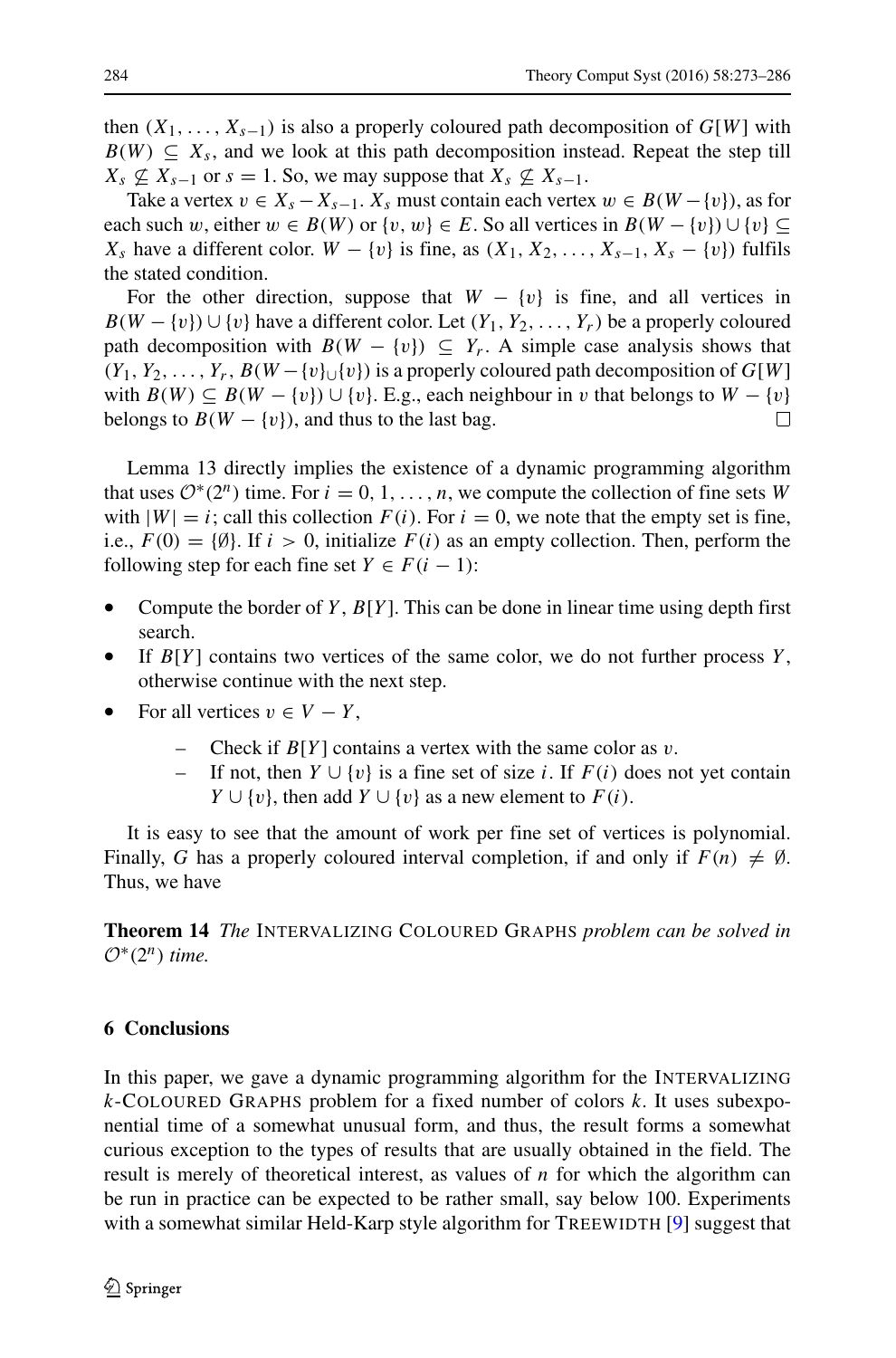then $(X_1, \ldots, X_{s-1})$ is also a properly coloured path decomposition of $G[W]$ with $B(W) \subseteq X_s$, and we look at this path decomposition instead. Repeat the step till $X_s \not\subseteq X_{s-1}$ or $s = 1$. So, we may suppose that $X_s \not\subseteq X_{s-1}$.

Take a vertex $v \in X_s - X_{s-1}$. $X_s$ must contain each vertex $w \in B(W - \{v\})$, as for each such $w$, either $w \in B(W)$ or $\{v, w\} \in E$. So all vertices in $B(W - \{v\}) \cup \{v\} \subseteq X_s$ have a different color. $W - \{v\}$ is fine, as $(X_1, X_2, \ldots, X_{s-1}, X_s - \{v\})$ fulfils the stated condition.

For the other direction, suppose that $W - \{v\}$ is fine, and all vertices in $B(W - \{v\}) \cup \{v\}$ have a different color. Let $(Y_1, Y_2, \ldots, Y_r)$ be a properly coloured path decomposition with $B(W - \{v\}) \subseteq Y_r$. A simple case analysis shows that $(Y_1, Y_2, \ldots, Y_r, B(W - \{v\}_\cup\{v\})$ is a properly coloured path decomposition of $G[W]$ with $B(W) \subseteq B(W - \{v\}) \cup \{v\}$. E.g., each neighbour in $v$ that belongs to $W - \{v\}$ belongs to $B(W - \{v\})$, and thus to the last bag. □

Lemma 13 directly implies the existence of a dynamic programming algorithm that uses $\mathcal{O}^*(2^n)$ time. For $i = 0, 1, \ldots, n$, we compute the collection of fine sets $W$ with $|W| = i$; call this collection $F(i)$. For $i = 0$, we note that the empty set is fine, i.e., $F(0) = \{\emptyset\}$. If $i > 0$, initialize $F(i)$ as an empty collection. Then, perform the following step for each fine set $Y \in F(i - 1)$:

- Compute the border of $Y$, $B[Y]$. This can be done in linear time using depth first search.
- If $B[Y]$ contains two vertices of the same color, we do not further process $Y$, otherwise continue with the next step.
- For all vertices $v \in V - Y$,
  - Check if $B[Y]$ contains a vertex with the same color as $v$.
  - If not, then $Y \cup \{v\}$ is a fine set of size $i$. If $F(i)$ does not yet contain $Y \cup \{v\}$, then add $Y \cup \{v\}$ as a new element to $F(i)$.

It is easy to see that the amount of work per fine set of vertices is polynomial. Finally, $G$ has a properly coloured interval completion, if and only if $F(n) \neq \emptyset$. Thus, we have

**Theorem 14** *The* Intervalizing Coloured Graphs *problem can be solved in* $\mathcal{O}^*(2^n)$ *time.*

## 6 Conclusions

In this paper, we gave a dynamic programming algorithm for the Intervalizing $k$-Coloured Graphs problem for a fixed number of colors $k$. It uses subexponential time of a somewhat unusual form, and thus, the result forms a somewhat curious exception to the types of results that are usually obtained in the field. The result is merely of theoretical interest, as values of $n$ for which the algorithm can be run in practice can be expected to be rather small, say below 100. Experiments with a somewhat similar Held-Karp style algorithm for Treewidth [9] suggest that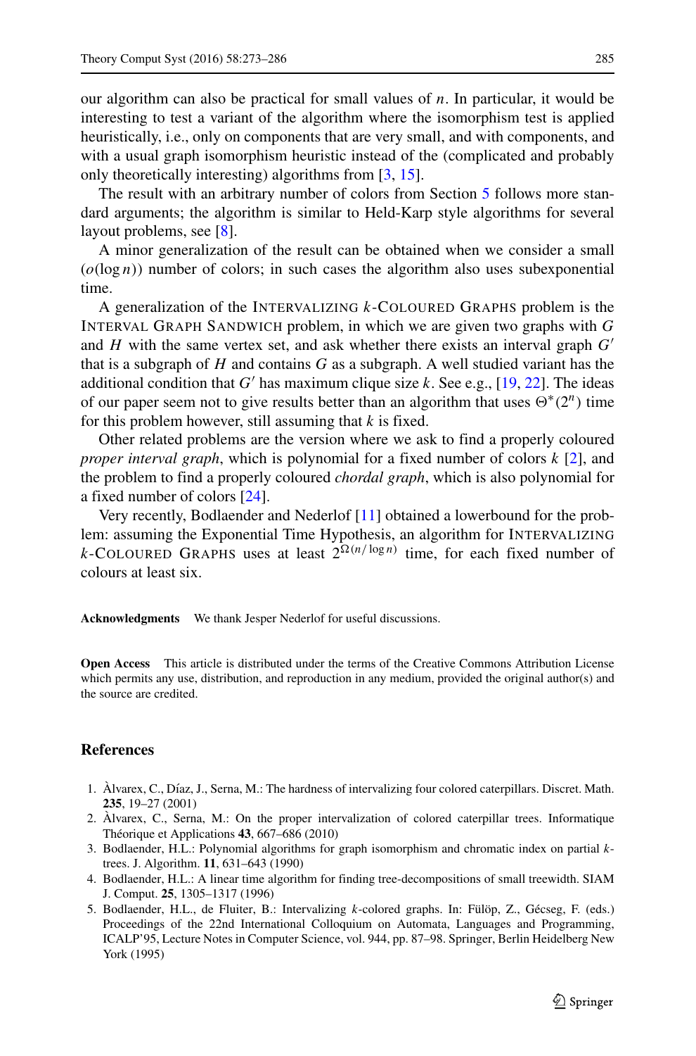our algorithm can also be practical for small values of $n$. In particular, it would be interesting to test a variant of the algorithm where the isomorphism test is applied heuristically, i.e., only on components that are very small, and with components, and with a usual graph isomorphism heuristic instead of the (complicated and probably only theoretically interesting) algorithms from [3, 15].

The result with an arbitrary number of colors from Section 5 follows more standard arguments; the algorithm is similar to Held-Karp style algorithms for several layout problems, see [8].

A minor generalization of the result can be obtained when we consider a small ($o(\log n)$) number of colors; in such cases the algorithm also uses subexponential time.

A generalization of the INTERVALIZING $k$-COLOURED GRAPHS problem is the INTERVAL GRAPH SANDWICH problem, in which we are given two graphs with $G$ and $H$ with the same vertex set, and ask whether there exists an interval graph $G'$ that is a subgraph of $H$ and contains $G$ as a subgraph. A well studied variant has the additional condition that $G'$ has maximum clique size $k$. See e.g., [19, 22]. The ideas of our paper seem not to give results better than an algorithm that uses $\Theta^*(2^n)$ time for this problem however, still assuming that $k$ is fixed.

Other related problems are the version where we ask to find a properly coloured *proper interval graph*, which is polynomial for a fixed number of colors $k$ [2], and the problem to find a properly coloured *chordal graph*, which is also polynomial for a fixed number of colors [24].

Very recently, Bodlaender and Nederlof [11] obtained a lowerbound for the problem: assuming the Exponential Time Hypothesis, an algorithm for INTERVALIZING $k$-COLOURED GRAPHS uses at least $2^{\Omega(n/\log n)}$ time, for each fixed number of colours at least six.

**Acknowledgments** We thank Jesper Nederlof for useful discussions.

**Open Access** This article is distributed under the terms of the Creative Commons Attribution License which permits any use, distribution, and reproduction in any medium, provided the original author(s) and the source are credited.

## References

1. Àlvarex, C., Díaz, J., Serna, M.: The hardness of intervalizing four colored caterpillars. Discret. Math. **235**, 19–27 (2001)
2. Àlvarex, C., Serna, M.: On the proper intervalization of colored caterpillar trees. Informatique Théorique et Applications **43**, 667–686 (2010)
3. Bodlaender, H.L.: Polynomial algorithms for graph isomorphism and chromatic index on partial $k$-trees. J. Algorithm. **11**, 631–643 (1990)
4. Bodlaender, H.L.: A linear time algorithm for finding tree-decompositions of small treewidth. SIAM J. Comput. **25**, 1305–1317 (1996)
5. Bodlaender, H.L., de Fluiter, B.: Intervalizing $k$-colored graphs. In: Fülöp, Z., Gécseg, F. (eds.) Proceedings of the 22nd International Colloquium on Automata, Languages and Programming, ICALP'95, Lecture Notes in Computer Science, vol. 944, pp. 87–98. Springer, Berlin Heidelberg New York (1995)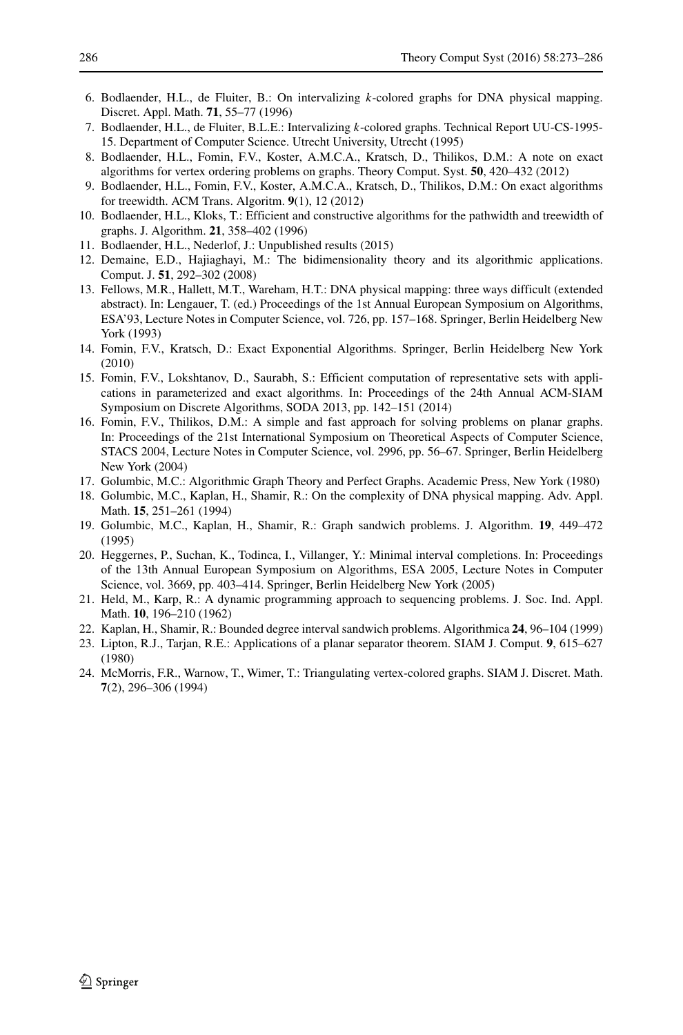6. Bodlaender, H.L., de Fluiter, B.: On intervalizing $k$-colored graphs for DNA physical mapping. Discret. Appl. Math. **71**, 55–77 (1996)
7. Bodlaender, H.L., de Fluiter, B.L.E.: Intervalizing $k$-colored graphs. Technical Report UU-CS-1995-15. Department of Computer Science. Utrecht University, Utrecht (1995)
8. Bodlaender, H.L., Fomin, F.V., Koster, A.M.C.A., Kratsch, D., Thilikos, D.M.: A note on exact algorithms for vertex ordering problems on graphs. Theory Comput. Syst. **50**, 420–432 (2012)
9. Bodlaender, H.L., Fomin, F.V., Koster, A.M.C.A., Kratsch, D., Thilikos, D.M.: On exact algorithms for treewidth. ACM Trans. Algoritm. **9**(1), 12 (2012)
10. Bodlaender, H.L., Kloks, T.: Efficient and constructive algorithms for the pathwidth and treewidth of graphs. J. Algorithm. **21**, 358–402 (1996)
11. Bodlaender, H.L., Nederlof, J.: Unpublished results (2015)
12. Demaine, E.D., Hajiaghayi, M.: The bidimensionality theory and its algorithmic applications. Comput. J. **51**, 292–302 (2008)
13. Fellows, M.R., Hallett, M.T., Wareham, H.T.: DNA physical mapping: three ways difficult (extended abstract). In: Lengauer, T. (ed.) Proceedings of the 1st Annual European Symposium on Algorithms, ESA'93, Lecture Notes in Computer Science, vol. 726, pp. 157–168. Springer, Berlin Heidelberg New York (1993)
14. Fomin, F.V., Kratsch, D.: Exact Exponential Algorithms. Springer, Berlin Heidelberg New York (2010)
15. Fomin, F.V., Lokshtanov, D., Saurabh, S.: Efficient computation of representative sets with applications in parameterized and exact algorithms. In: Proceedings of the 24th Annual ACM-SIAM Symposium on Discrete Algorithms, SODA 2013, pp. 142–151 (2014)
16. Fomin, F.V., Thilikos, D.M.: A simple and fast approach for solving problems on planar graphs. In: Proceedings of the 21st International Symposium on Theoretical Aspects of Computer Science, STACS 2004, Lecture Notes in Computer Science, vol. 2996, pp. 56–67. Springer, Berlin Heidelberg New York (2004)
17. Golumbic, M.C.: Algorithmic Graph Theory and Perfect Graphs. Academic Press, New York (1980)
18. Golumbic, M.C., Kaplan, H., Shamir, R.: On the complexity of DNA physical mapping. Adv. Appl. Math. **15**, 251–261 (1994)
19. Golumbic, M.C., Kaplan, H., Shamir, R.: Graph sandwich problems. J. Algorithm. **19**, 449–472 (1995)
20. Heggernes, P., Suchan, K., Todinca, I., Villanger, Y.: Minimal interval completions. In: Proceedings of the 13th Annual European Symposium on Algorithms, ESA 2005, Lecture Notes in Computer Science, vol. 3669, pp. 403–414. Springer, Berlin Heidelberg New York (2005)
21. Held, M., Karp, R.: A dynamic programming approach to sequencing problems. J. Soc. Ind. Appl. Math. **10**, 196–210 (1962)
22. Kaplan, H., Shamir, R.: Bounded degree interval sandwich problems. Algorithmica **24**, 96–104 (1999)
23. Lipton, R.J., Tarjan, R.E.: Applications of a planar separator theorem. SIAM J. Comput. **9**, 615–627 (1980)
24. McMorris, F.R., Warnow, T., Wimer, T.: Triangulating vertex-colored graphs. SIAM J. Discret. Math. **7**(2), 296–306 (1994)